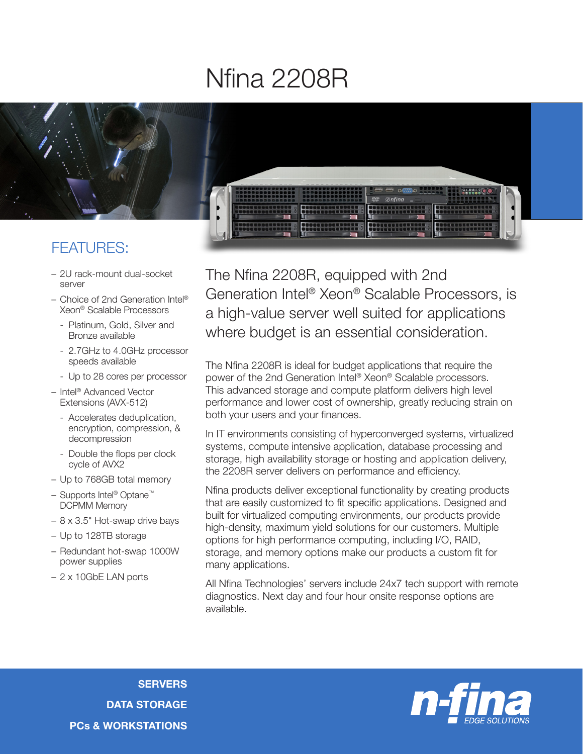# Nfina 2208R

## FEATURES:

- 2U rack-mount dual-socket server
- Choice of 2nd Generation Intel® Xeon® Scalable Processors
  - Platinum, Gold, Silver and Bronze available
  - 2.7GHz to 4.0GHz processor speeds available
  - Up to 28 cores per processor
- Intel® Advanced Vector Extensions (AVX-512)
  - Accelerates deduplication, encryption, compression, & decompression
  - Double the flops per clock cycle of AVX2
- Up to 768GB total memory
- Supports Intel® Optane™ DCPMM Memory
- 8 x 3.5" Hot-swap drive bays
- Up to 128TB storage
- Redundant hot-swap 1000W power supplies
- 2 x 10GbE LAN ports

## The Nfina 2208R, equipped with 2nd Generation Intel® Xeon® Scalable Processors, is a high-value server well suited for applications where budget is an essential consideration.

The Nfina 2208R is ideal for budget applications that require the power of the 2nd Generation Intel® Xeon® Scalable processors. This advanced storage and compute platform delivers high level performance and lower cost of ownership, greatly reducing strain on both your users and your finances.

In IT environments consisting of hyperconverged systems, virtualized systems, compute intensive application, database processing and storage, high availability storage or hosting and application delivery, the 2208R server delivers on performance and efficiency.

Nfina products deliver exceptional functionality by creating products that are easily customized to fit specific applications. Designed and built for virtualized computing environments, our products provide high-density, maximum yield solutions for our customers. Multiple options for high performance computing, including I/O, RAID, storage, and memory options make our products a custom fit for many applications.

All Nfina Technologies' servers include 24x7 tech support with remote diagnostics. Next day and four hour onsite response options are available.

**SERVERS**

**DATA STORAGE**

**PCs & WORKSTATIONS**

n-fina EDGE SOLUTIONS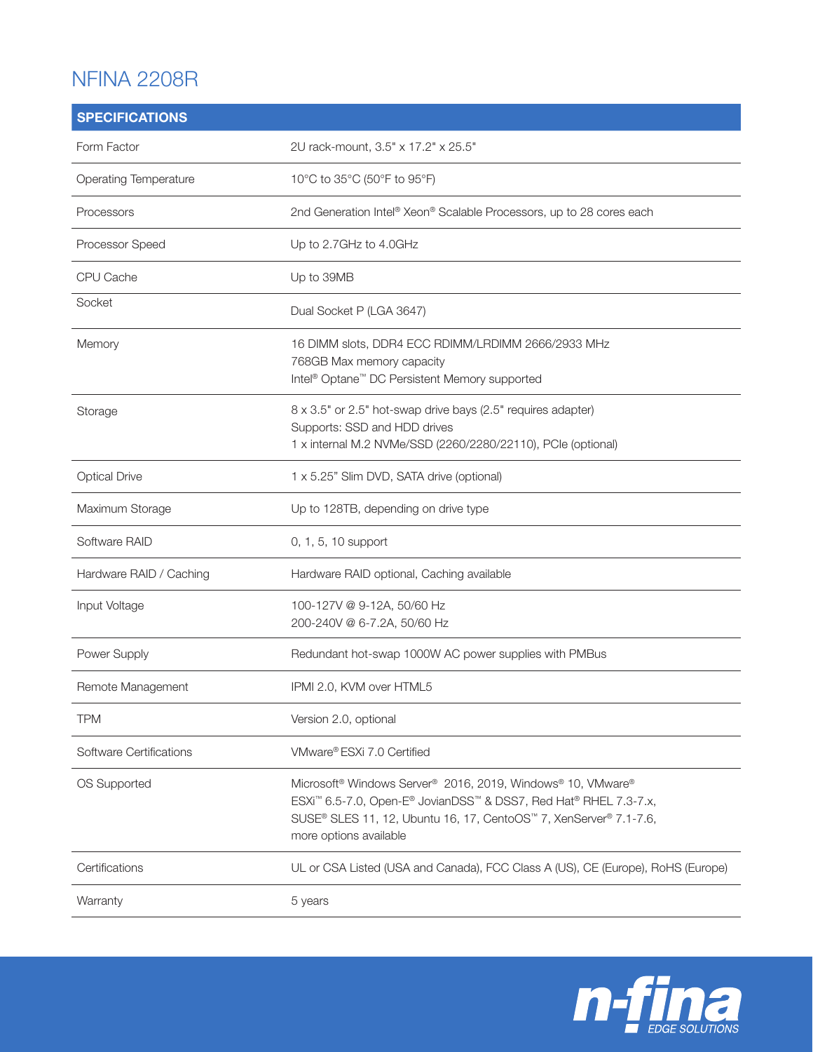# NFINA 2208R

| SPECIFICATIONS | |
| --- | --- |
| Form Factor | 2U rack-mount, 3.5" x 17.2" x 25.5" |
| Operating Temperature | 10°C to 35°C (50°F to 95°F) |
| Processors | 2nd Generation Intel® Xeon® Scalable Processors, up to 28 cores each |
| Processor Speed | Up to 2.7GHz to 4.0GHz |
| CPU Cache | Up to 39MB |
| Socket | Dual Socket P (LGA 3647) |
| Memory | 16 DIMM slots, DDR4 ECC RDIMM/LRDIMM 2666/2933 MHz<br>768GB Max memory capacity<br>Intel® Optane™ DC Persistent Memory supported |
| Storage | 8 x 3.5" or 2.5" hot-swap drive bays (2.5" requires adapter)<br>Supports: SSD and HDD drives<br>1 x internal M.2 NVMe/SSD (2260/2280/22110), PCIe (optional) |
| Optical Drive | 1 x 5.25" Slim DVD, SATA drive (optional) |
| Maximum Storage | Up to 128TB, depending on drive type |
| Software RAID | 0, 1, 5, 10 support |
| Hardware RAID / Caching | Hardware RAID optional, Caching available |
| Input Voltage | 100-127V @ 9-12A, 50/60 Hz<br>200-240V @ 6-7.2A, 50/60 Hz |
| Power Supply | Redundant hot-swap 1000W AC power supplies with PMBus |
| Remote Management | IPMI 2.0, KVM over HTML5 |
| TPM | Version 2.0, optional |
| Software Certifications | VMware® ESXi 7.0 Certified |
| OS Supported | Microsoft® Windows Server® 2016, 2019, Windows® 10, VMware® ESXi™ 6.5-7.0, Open-E® JovianDSS™ & DSS7, Red Hat® RHEL 7.3-7.x, SUSE® SLES 11, 12, Ubuntu 16, 17, CentoOS™ 7, XenServer® 7.1-7.6, more options available |
| Certifications | UL or CSA Listed (USA and Canada), FCC Class A (US), CE (Europe), RoHS (Europe) |
| Warranty | 5 years |

n-fina EDGE SOLUTIONS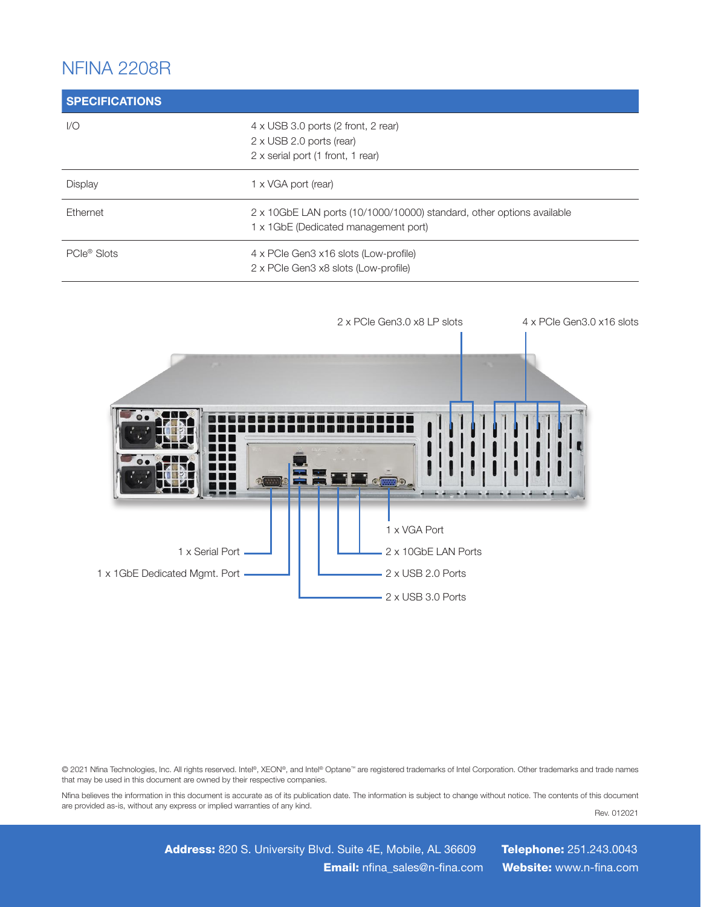# NFINA 2208R

| SPECIFICATIONS | |
|---|---|
| I/O | 4 x USB 3.0 ports (2 front, 2 rear)<br>2 x USB 2.0 ports (rear)<br>2 x serial port (1 front, 1 rear) |
| Display | 1 x VGA port (rear) |
| Ethernet | 2 x 10GbE LAN ports (10/1000/10000) standard, other options available<br>1 x 1GbE (Dedicated management port) |
| PCIe® Slots | 4 x PCIe Gen3 x16 slots (Low-profile)<br>2 x PCIe Gen3 x8 slots (Low-profile) |

2 x PCIe Gen3.0 x8 LP slots

4 x PCIe Gen3.0 x16 slots

1 x VGA Port

1 x Serial Port

2 x 10GbE LAN Ports

1 x 1GbE Dedicated Mgmt. Port

2 x USB 2.0 Ports

2 x USB 3.0 Ports

© 2021 Nfina Technologies, Inc. All rights reserved. Intel®, XEON®, and Intel® Optane™ are registered trademarks of Intel Corporation. Other trademarks and trade names that may be used in this document are owned by their respective companies.

Nfina believes the information in this document is accurate as of its publication date. The information is subject to change without notice. The contents of this document are provided as-is, without any express or implied warranties of any kind.

Rev. 012021

**Address:** 820 S. University Blvd. Suite 4E, Mobile, AL 36609 **Telephone:** 251.243.0043
**Email:** nfina_sales@n-fina.com **Website:** www.n-fina.com